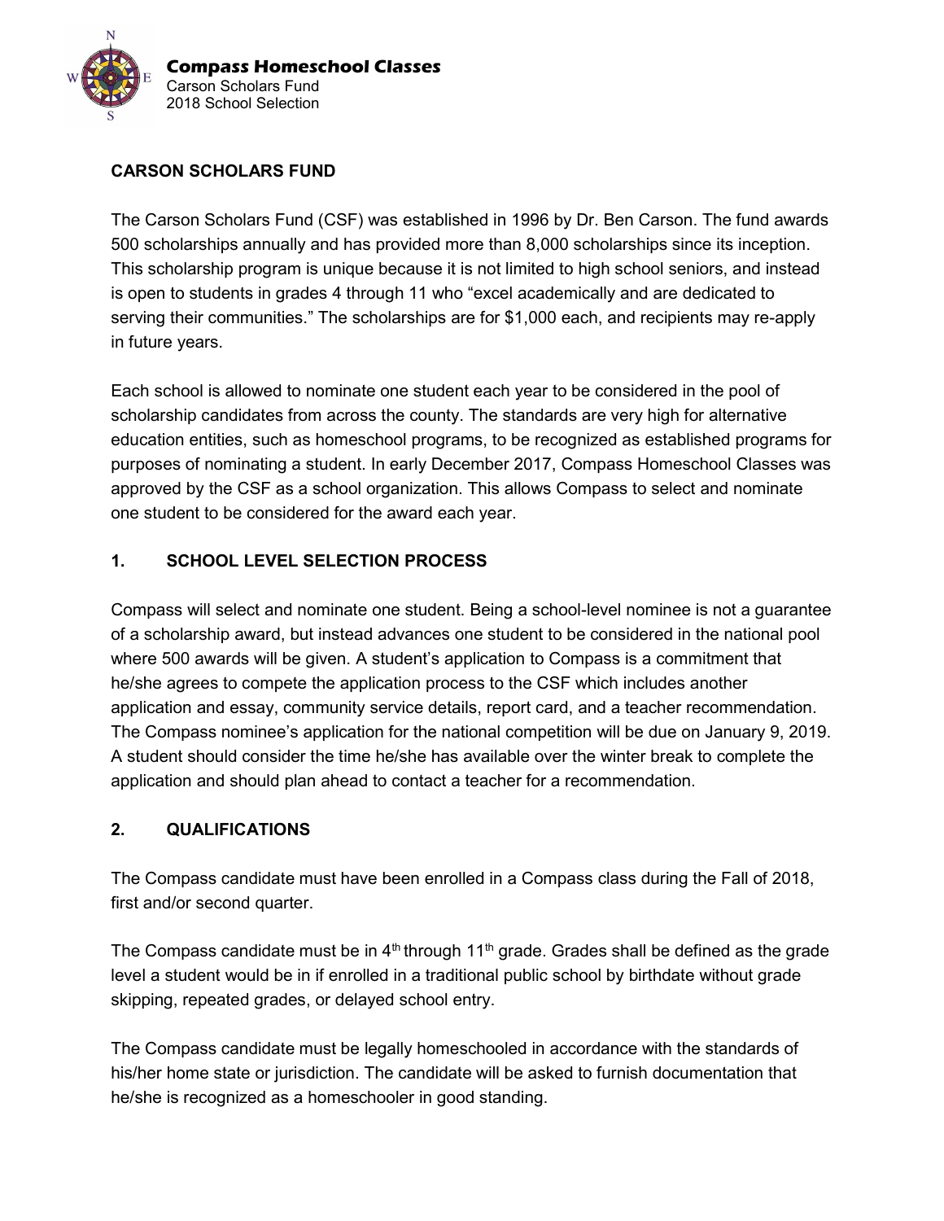**Compass Homeschool Classes**
Carson Scholars Fund
2018 School Selection

## CARSON SCHOLARS FUND

The Carson Scholars Fund (CSF) was established in 1996 by Dr. Ben Carson. The fund awards 500 scholarships annually and has provided more than 8,000 scholarships since its inception. This scholarship program is unique because it is not limited to high school seniors, and instead is open to students in grades 4 through 11 who "excel academically and are dedicated to serving their communities." The scholarships are for $1,000 each, and recipients may re-apply in future years.

Each school is allowed to nominate one student each year to be considered in the pool of scholarship candidates from across the county. The standards are very high for alternative education entities, such as homeschool programs, to be recognized as established programs for purposes of nominating a student. In early December 2017, Compass Homeschool Classes was approved by the CSF as a school organization. This allows Compass to select and nominate one student to be considered for the award each year.

## 1. SCHOOL LEVEL SELECTION PROCESS

Compass will select and nominate one student. Being a school-level nominee is not a guarantee of a scholarship award, but instead advances one student to be considered in the national pool where 500 awards will be given. A student's application to Compass is a commitment that he/she agrees to compete the application process to the CSF which includes another application and essay, community service details, report card, and a teacher recommendation. The Compass nominee's application for the national competition will be due on January 9, 2019. A student should consider the time he/she has available over the winter break to complete the application and should plan ahead to contact a teacher for a recommendation.

## 2. QUALIFICATIONS

The Compass candidate must have been enrolled in a Compass class during the Fall of 2018, first and/or second quarter.

The Compass candidate must be in 4th through 11th grade. Grades shall be defined as the grade level a student would be in if enrolled in a traditional public school by birthdate without grade skipping, repeated grades, or delayed school entry.

The Compass candidate must be legally homeschooled in accordance with the standards of his/her home state or jurisdiction. The candidate will be asked to furnish documentation that he/she is recognized as a homeschooler in good standing.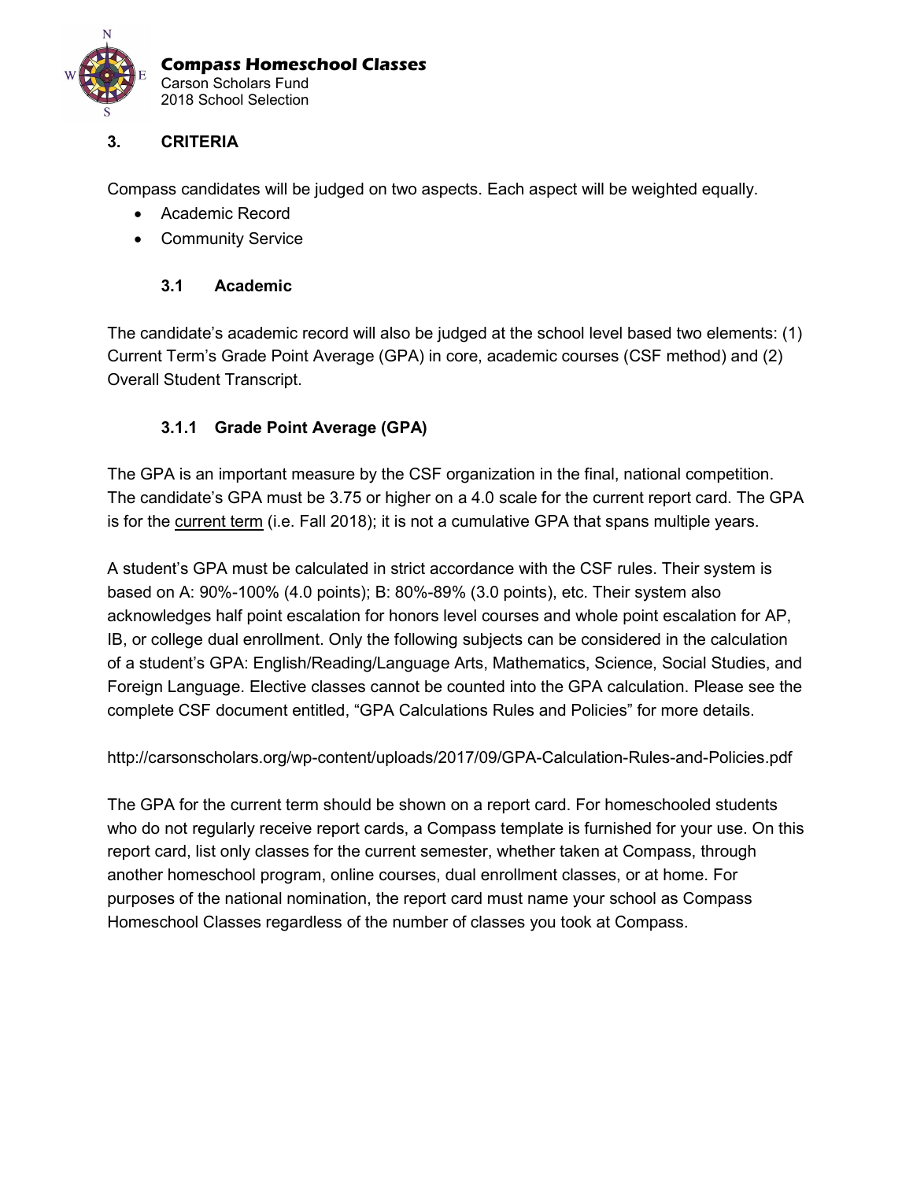## 3. CRITERIA

Compass candidates will be judged on two aspects. Each aspect will be weighted equally.

- Academic Record
- Community Service

### 3.1 Academic

The candidate's academic record will also be judged at the school level based two elements: (1) Current Term's Grade Point Average (GPA) in core, academic courses (CSF method) and (2) Overall Student Transcript.

#### 3.1.1 Grade Point Average (GPA)

The GPA is an important measure by the CSF organization in the final, national competition. The candidate's GPA must be 3.75 or higher on a 4.0 scale for the current report card. The GPA is for the current term (i.e. Fall 2018); it is not a cumulative GPA that spans multiple years.

A student's GPA must be calculated in strict accordance with the CSF rules. Their system is based on A: 90%-100% (4.0 points); B: 80%-89% (3.0 points), etc. Their system also acknowledges half point escalation for honors level courses and whole point escalation for AP, IB, or college dual enrollment. Only the following subjects can be considered in the calculation of a student's GPA: English/Reading/Language Arts, Mathematics, Science, Social Studies, and Foreign Language. Elective classes cannot be counted into the GPA calculation. Please see the complete CSF document entitled, "GPA Calculations Rules and Policies" for more details.

http://carsonscholars.org/wp-content/uploads/2017/09/GPA-Calculation-Rules-and-Policies.pdf

The GPA for the current term should be shown on a report card. For homeschooled students who do not regularly receive report cards, a Compass template is furnished for your use. On this report card, list only classes for the current semester, whether taken at Compass, through another homeschool program, online courses, dual enrollment classes, or at home. For purposes of the national nomination, the report card must name your school as Compass Homeschool Classes regardless of the number of classes you took at Compass.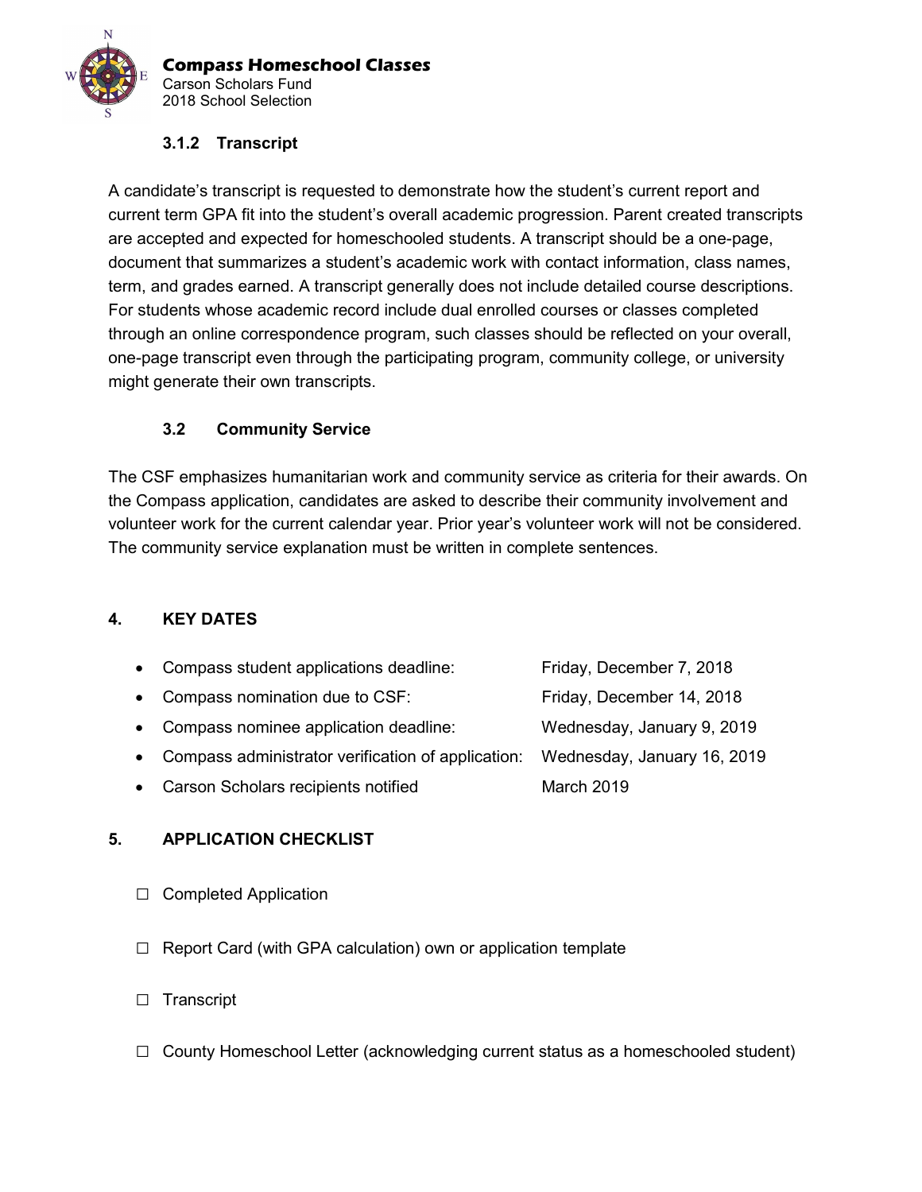#### 3.1.2 Transcript

A candidate's transcript is requested to demonstrate how the student's current report and current term GPA fit into the student's overall academic progression. Parent created transcripts are accepted and expected for homeschooled students. A transcript should be a one-page, document that summarizes a student's academic work with contact information, class names, term, and grades earned. A transcript generally does not include detailed course descriptions. For students whose academic record include dual enrolled courses or classes completed through an online correspondence program, such classes should be reflected on your overall, one-page transcript even through the participating program, community college, or university might generate their own transcripts.

### 3.2 Community Service

The CSF emphasizes humanitarian work and community service as criteria for their awards. On the Compass application, candidates are asked to describe their community involvement and volunteer work for the current calendar year. Prior year's volunteer work will not be considered. The community service explanation must be written in complete sentences.

## 4. KEY DATES

- Compass student applications deadline: Friday, December 7, 2018
- Compass nomination due to CSF: Friday, December 14, 2018
- Compass nominee application deadline: Wednesday, January 9, 2019
- Compass administrator verification of application: Wednesday, January 16, 2019
- Carson Scholars recipients notified March 2019

## 5. APPLICATION CHECKLIST

☐ Completed Application

☐ Report Card (with GPA calculation) own or application template

☐ Transcript

☐ County Homeschool Letter (acknowledging current status as a homeschooled student)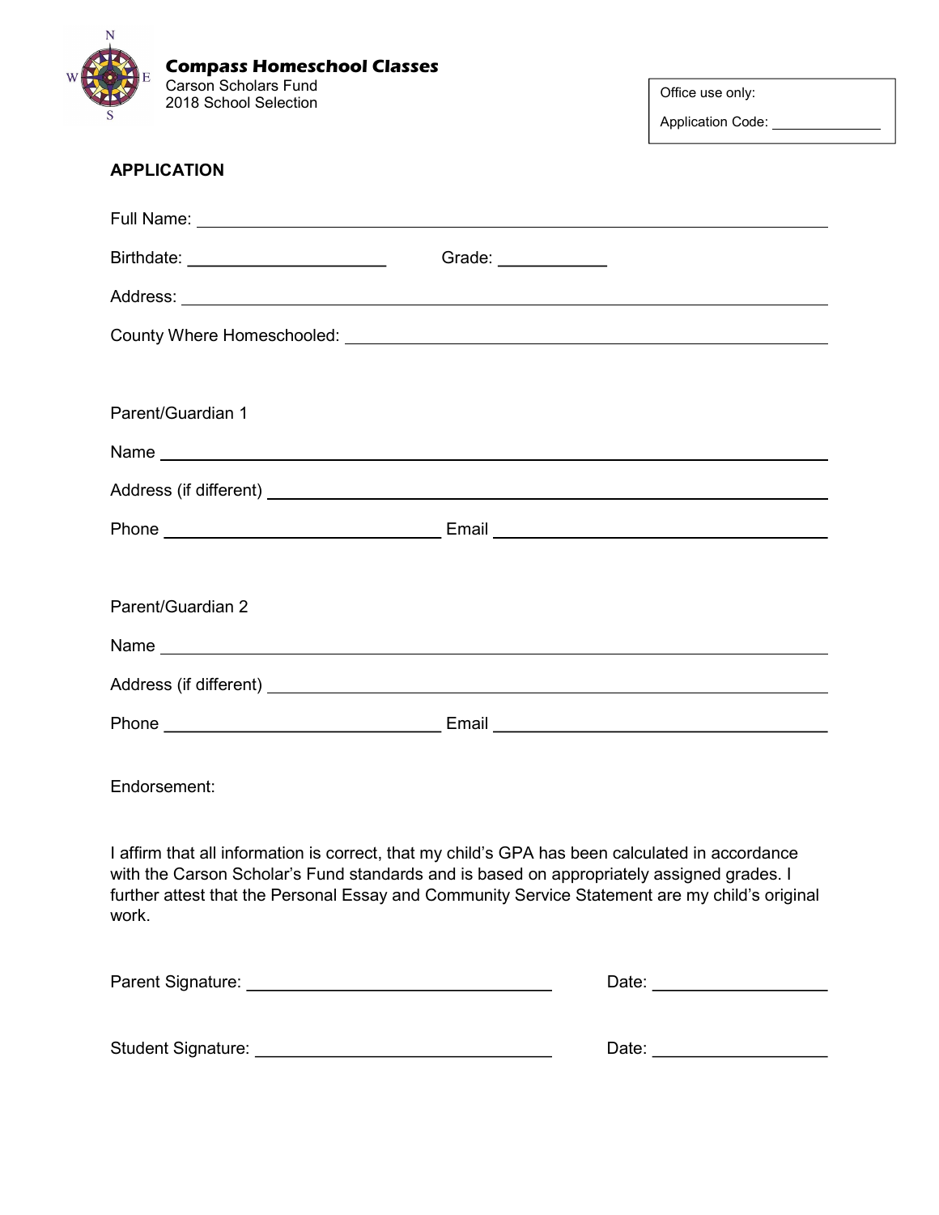**Compass Homeschool Classes**
Carson Scholars Fund
2018 School Selection

Office use only:

Application Code: ______________

## APPLICATION

Full Name: ______________________________________________

Birthdate: ______________________ Grade: ____________

Address: ______________________________________________

County Where Homeschooled: ______________________________

Parent/Guardian 1

Name ______________________________________________

Address (if different) ______________________________

Phone ______________________ Email ______________________

Parent/Guardian 2

Name ______________________________________________

Address (if different) ______________________________

Phone ______________________ Email ______________________

Endorsement:

I affirm that all information is correct, that my child's GPA has been calculated in accordance with the Carson Scholar's Fund standards and is based on appropriately assigned grades. I further attest that the Personal Essay and Community Service Statement are my child's original work.

Parent Signature: ______________________________ Date: ________________

Student Signature: ______________________________ Date: ________________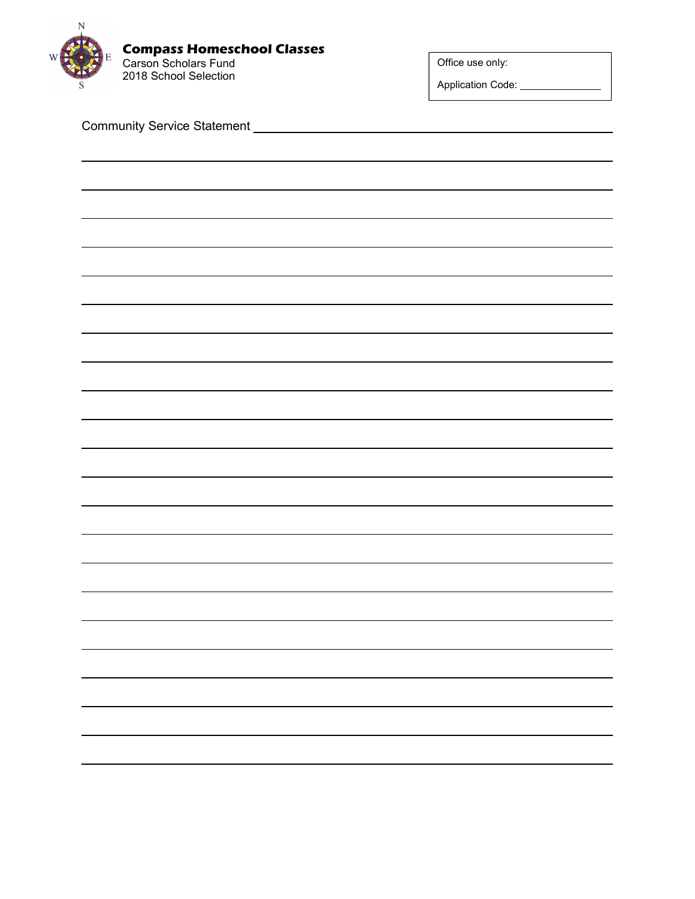**Compass Homeschool Classes**
Carson Scholars Fund
2018 School Selection

Office use only:

Application Code: _______________

Community Service Statement ______________________________________________

___________________________________________________________________________

___________________________________________________________________________

___________________________________________________________________________

___________________________________________________________________________

___________________________________________________________________________

___________________________________________________________________________

___________________________________________________________________________

___________________________________________________________________________

___________________________________________________________________________

___________________________________________________________________________

___________________________________________________________________________

___________________________________________________________________________

___________________________________________________________________________

___________________________________________________________________________

___________________________________________________________________________

___________________________________________________________________________

___________________________________________________________________________

___________________________________________________________________________

___________________________________________________________________________

___________________________________________________________________________

___________________________________________________________________________

___________________________________________________________________________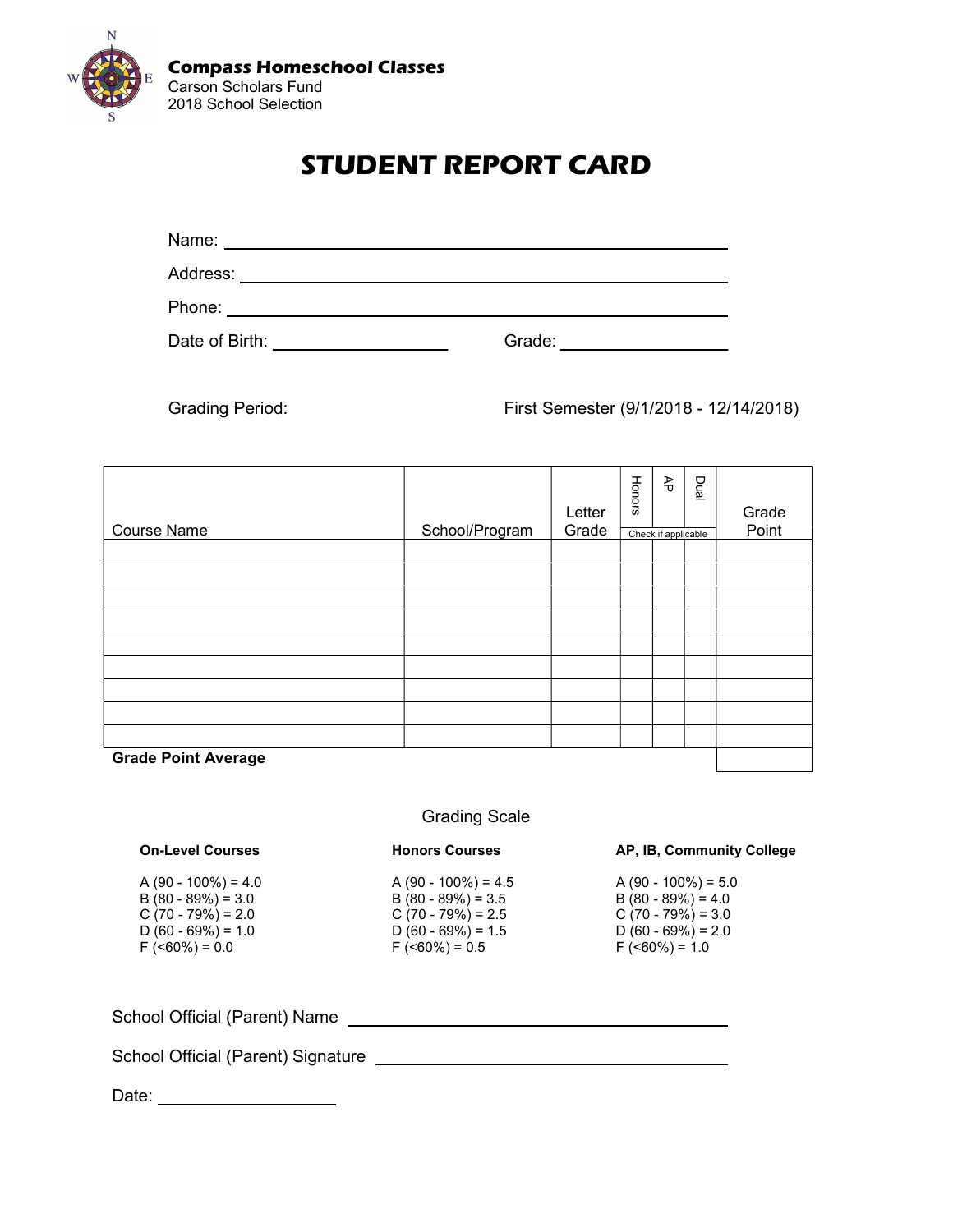**Compass Homeschool Classes**
Carson Scholars Fund
2018 School Selection

# STUDENT REPORT CARD

Name: \_\_\_\_\_\_\_\_\_\_\_\_\_\_\_\_\_\_\_\_\_\_\_\_\_\_\_\_\_\_\_\_\_\_\_\_\_\_\_\_

Address: \_\_\_\_\_\_\_\_\_\_\_\_\_\_\_\_\_\_\_\_\_\_\_\_\_\_\_\_\_\_\_\_\_\_\_\_\_\_

Phone: \_\_\_\_\_\_\_\_\_\_\_\_\_\_\_\_\_\_\_\_\_\_\_\_\_\_\_\_\_\_\_\_\_\_\_\_\_\_\_

Date of Birth: \_\_\_\_\_\_\_\_\_\_\_\_\_\_\_\_ Grade: \_\_\_\_\_\_\_\_\_\_\_\_\_\_\_\_

Grading Period: First Semester (9/1/2018 - 12/14/2018)

| Course Name | School/Program | Letter Grade | Honors | AP | Dual | Grade Point |
|---|---|---|---|---|---|---|
| | | | Check if applicable | | | |
| | | | | | | |
| | | | | | | |
| | | | | | | |
| | | | | | | |
| | | | | | | |
| | | | | | | |
| | | | | | | |
| | | | | | | |
| | | | | | | |
| **Grade Point Average** | | | | | | |

Grading Scale

**On-Level Courses**

A (90 - 100%) = 4.0
B (80 - 89%) = 3.0
C (70 - 79%) = 2.0
D (60 - 69%) = 1.0
F (<60%) = 0.0

**Honors Courses**

A (90 - 100%) = 4.5
B (80 - 89%) = 3.5
C (70 - 79%) = 2.5
D (60 - 69%) = 1.5
F (<60%) = 0.5

**AP, IB, Community College**

A (90 - 100%) = 5.0
B (80 - 89%) = 4.0
C (70 - 79%) = 3.0
D (60 - 69%) = 2.0
F (<60%) = 1.0

School Official (Parent) Name \_\_\_\_\_\_\_\_\_\_\_\_\_\_\_\_\_\_\_\_\_\_\_\_\_\_\_\_\_\_

School Official (Parent) Signature \_\_\_\_\_\_\_\_\_\_\_\_\_\_\_\_\_\_\_\_\_\_\_\_\_\_\_

Date: \_\_\_\_\_\_\_\_\_\_\_\_\_\_\_\_